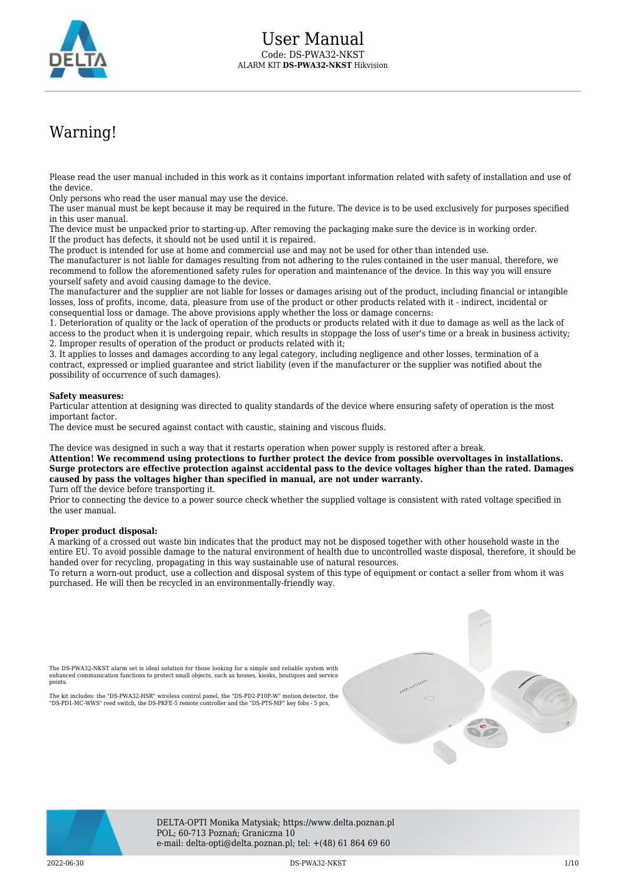# User Manual

Code: DS-PWA32-NKST
ALARM KIT **DS-PWA32-NKST** Hikvision

# Warning!

Please read the user manual included in this work as it contains important information related with safety of installation and use of the device.
Only persons who read the user manual may use the device.
The user manual must be kept because it may be required in the future. The device is to be used exclusively for purposes specified in this user manual.
The device must be unpacked prior to starting-up. After removing the packaging make sure the device is in working order.
If the product has defects, it should not be used until it is repaired.
The product is intended for use at home and commercial use and may not be used for other than intended use.
The manufacturer is not liable for damages resulting from not adhering to the rules contained in the user manual, therefore, we recommend to follow the aforementioned safety rules for operation and maintenance of the device. In this way you will ensure yourself safety and avoid causing damage to the device.
The manufacturer and the supplier are not liable for losses or damages arising out of the product, including financial or intangible losses, loss of profits, income, data, pleasure from use of the product or other products related with it - indirect, incidental or consequential loss or damage. The above provisions apply whether the loss or damage concerns:
1. Deterioration of quality or the lack of operation of the products or products related with it due to damage as well as the lack of access to the product when it is undergoing repair, which results in stoppage the loss of user's time or a break in business activity;
2. Improper results of operation of the product or products related with it;
3. It applies to losses and damages according to any legal category, including negligence and other losses, termination of a contract, expressed or implied guarantee and strict liability (even if the manufacturer or the supplier was notified about the possibility of occurrence of such damages).

**Safety measures:**
Particular attention at designing was directed to quality standards of the device where ensuring safety of operation is the most important factor.
The device must be secured against contact with caustic, staining and viscous fluids.

The device was designed in such a way that it restarts operation when power supply is restored after a break.
**Attention! We recommend using protections to further protect the device from possible overvoltages in installations. Surge protectors are effective protection against accidental pass to the device voltages higher than the rated. Damages caused by pass the voltages higher than specified in manual, are not under warranty.**
Turn off the device before transporting it.
Prior to connecting the device to a power source check whether the supplied voltage is consistent with rated voltage specified in the user manual.

**Proper product disposal:**
A marking of a crossed out waste bin indicates that the product may not be disposed together with other household waste in the entire EU. To avoid possible damage to the natural environment of health due to uncontrolled waste disposal, therefore, it should be handed over for recycling, propagating in this way sustainable use of natural resources.
To return a worn-out product, use a collection and disposal system of this type of equipment or contact a seller from whom it was purchased. He will then be recycled in an environmentally-friendly way.

The DS-PWA32-NKST alarm set is ideal solution for those looking for a simple and reliable system with enhanced communication functions to protect small objects, such as houses, kiosks, boutiques and service points.

The kit includes: the "DS-PWA32-HSR" wireless control panel, the "DS-PD2-P10P-W" motion detector, the "DS-PD1-MC-WWS" reed switch, the DS-PKFE-5 remote controller and the "DS-PTS-MF" key fobs - 5 pcs.

DELTA-OPTI Monika Matysiak; https://www.delta.poznan.pl
POL; 60-713 Poznań; Graniczna 10
e-mail: delta-opti@delta.poznan.pl; tel: +(48) 61 864 69 60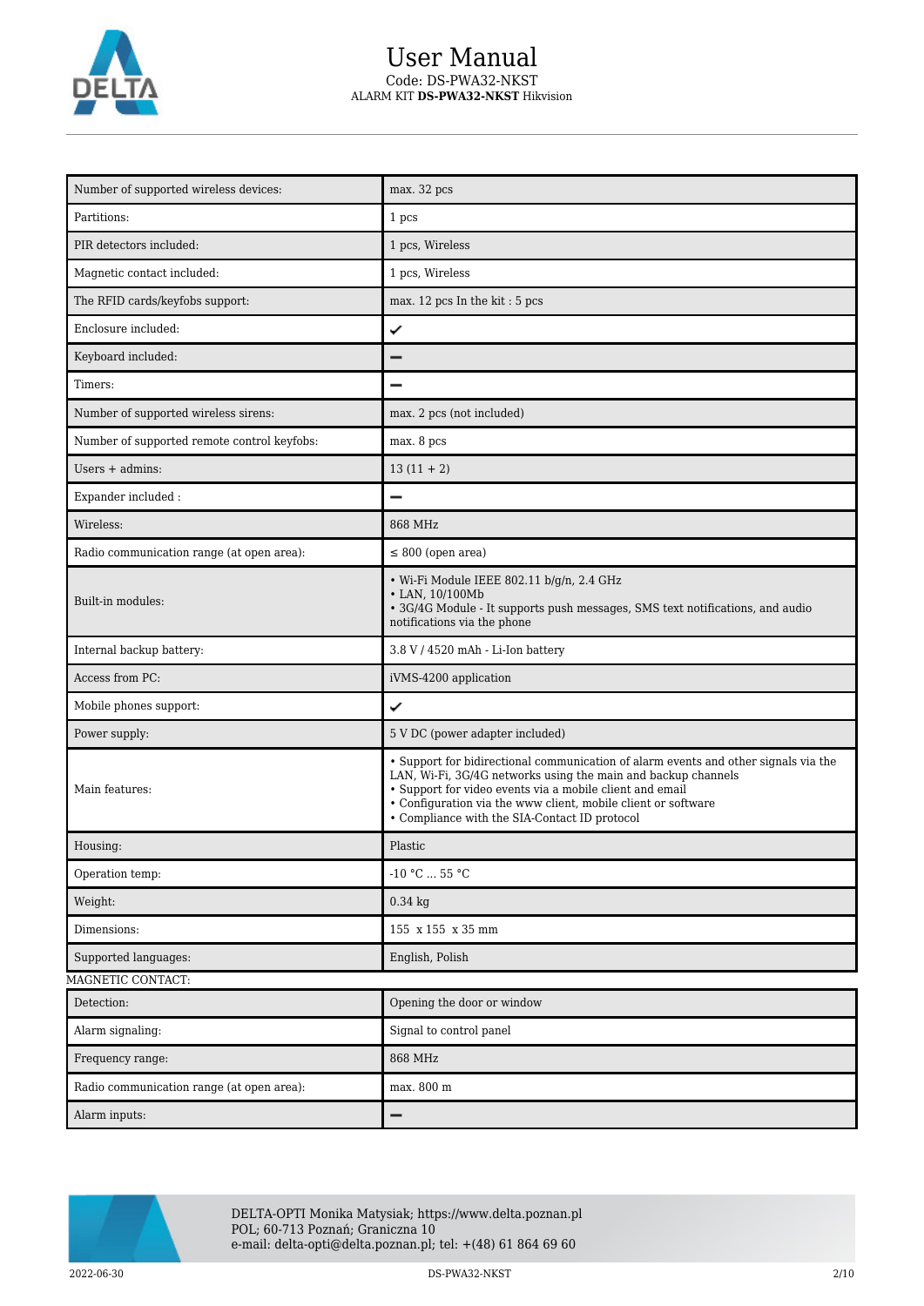| | |
|---|---|
| Number of supported wireless devices: | max. 32 pcs |
| Partitions: | 1 pcs |
| PIR detectors included: | 1 pcs, Wireless |
| Magnetic contact included: | 1 pcs, Wireless |
| The RFID cards/keyfobs support: | max. 12 pcs In the kit : 5 pcs |
| Enclosure included: | ✓ |
| Keyboard included: | – |
| Timers: | – |
| Number of supported wireless sirens: | max. 2 pcs (not included) |
| Number of supported remote control keyfobs: | max. 8 pcs |
| Users + admins: | 13 (11 + 2) |
| Expander included : | – |
| Wireless: | 868 MHz |
| Radio communication range (at open area): | ≤ 800 (open area) |
| Built-in modules: | • Wi-Fi Module IEEE 802.11 b/g/n, 2.4 GHz<br>• LAN, 10/100Mb<br>• 3G/4G Module - It supports push messages, SMS text notifications, and audio notifications via the phone |
| Internal backup battery: | 3.8 V / 4520 mAh - Li-Ion battery |
| Access from PC: | iVMS-4200 application |
| Mobile phones support: | ✓ |
| Power supply: | 5 V DC (power adapter included) |
| Main features: | • Support for bidirectional communication of alarm events and other signals via the LAN, Wi-Fi, 3G/4G networks using the main and backup channels<br>• Support for video events via a mobile client and email<br>• Configuration via the www client, mobile client or software<br>• Compliance with the SIA-Contact ID protocol |
| Housing: | Plastic |
| Operation temp: | -10 °C ... 55 °C |
| Weight: | 0.34 kg |
| Dimensions: | 155 x 155 x 35 mm |
| Supported languages: | English, Polish |

MAGNETIC CONTACT:

| | |
|---|---|
| Detection: | Opening the door or window |
| Alarm signaling: | Signal to control panel |
| Frequency range: | 868 MHz |
| Radio communication range (at open area): | max. 800 m |
| Alarm inputs: | – |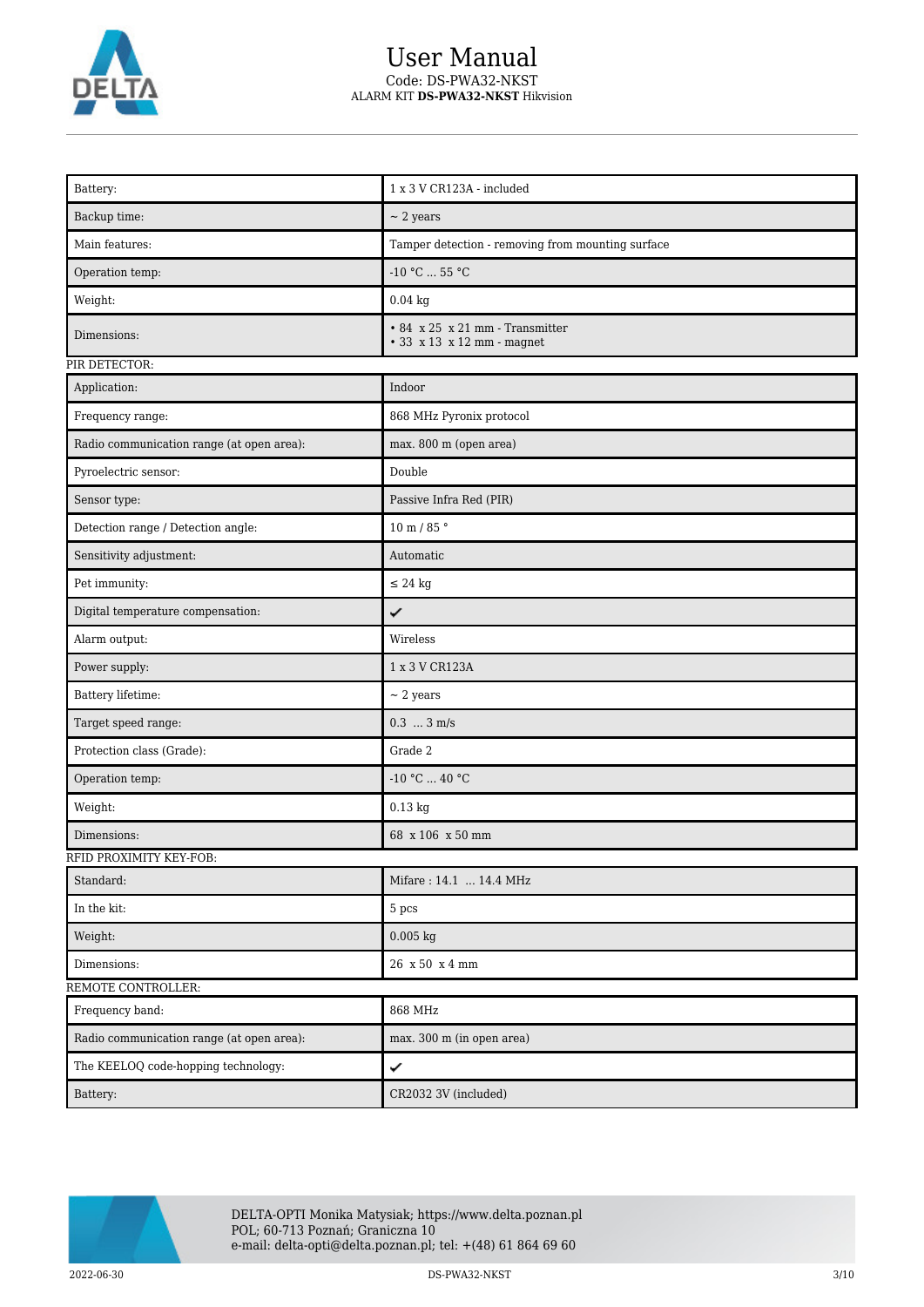| | |
|---|---|
| Battery: | 1 x 3 V CR123A - included |
| Backup time: | ~ 2 years |
| Main features: | Tamper detection - removing from mounting surface |
| Operation temp: | -10 °C ... 55 °C |
| Weight: | 0.04 kg |
| Dimensions: | • 84 x 25 x 21 mm - Transmitter<br>• 33 x 13 x 12 mm - magnet |

PIR DETECTOR:

| | |
|---|---|
| Application: | Indoor |
| Frequency range: | 868 MHz Pyronix protocol |
| Radio communication range (at open area): | max. 800 m (open area) |
| Pyroelectric sensor: | Double |
| Sensor type: | Passive Infra Red (PIR) |
| Detection range / Detection angle: | 10 m / 85 ° |
| Sensitivity adjustment: | Automatic |
| Pet immunity: | ≤ 24 kg |
| Digital temperature compensation: | ✔ |
| Alarm output: | Wireless |
| Power supply: | 1 x 3 V CR123A |
| Battery lifetime: | ~ 2 years |
| Target speed range: | 0.3 ... 3 m/s |
| Protection class (Grade): | Grade 2 |
| Operation temp: | -10 °C ... 40 °C |
| Weight: | 0.13 kg |
| Dimensions: | 68 x 106 x 50 mm |

RFID PROXIMITY KEY-FOB:

| | |
|---|---|
| Standard: | Mifare : 14.1 ... 14.4 MHz |
| In the kit: | 5 pcs |
| Weight: | 0.005 kg |
| Dimensions: | 26 x 50 x 4 mm |

REMOTE CONTROLLER:

| | |
|---|---|
| Frequency band: | 868 MHz |
| Radio communication range (at open area): | max. 300 m (in open area) |
| The KEELOQ code-hopping technology: | ✔ |
| Battery: | CR2032 3V (included) |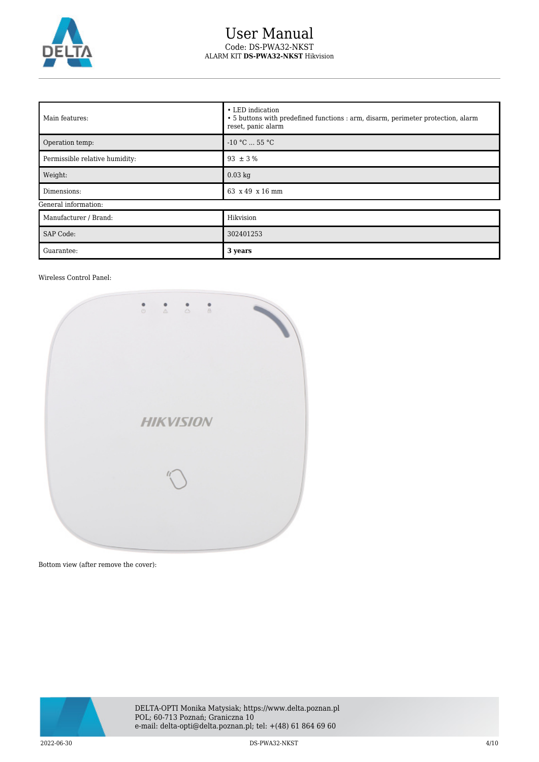| Main features: | • LED indication<br>• 5 buttons with predefined functions : arm, disarm, perimeter protection, alarm reset, panic alarm |
| --- | --- |
| Operation temp: | -10 °C ... 55 °C |
| Permissible relative humidity: | 93 ± 3 % |
| Weight: | 0.03 kg |
| Dimensions: | 63 x 49 x 16 mm |

General information:

| Manufacturer / Brand: | Hikvision |
| --- | --- |
| SAP Code: | 302401253 |
| Guarantee: | **3 years** |

Wireless Control Panel:

Bottom view (after remove the cover):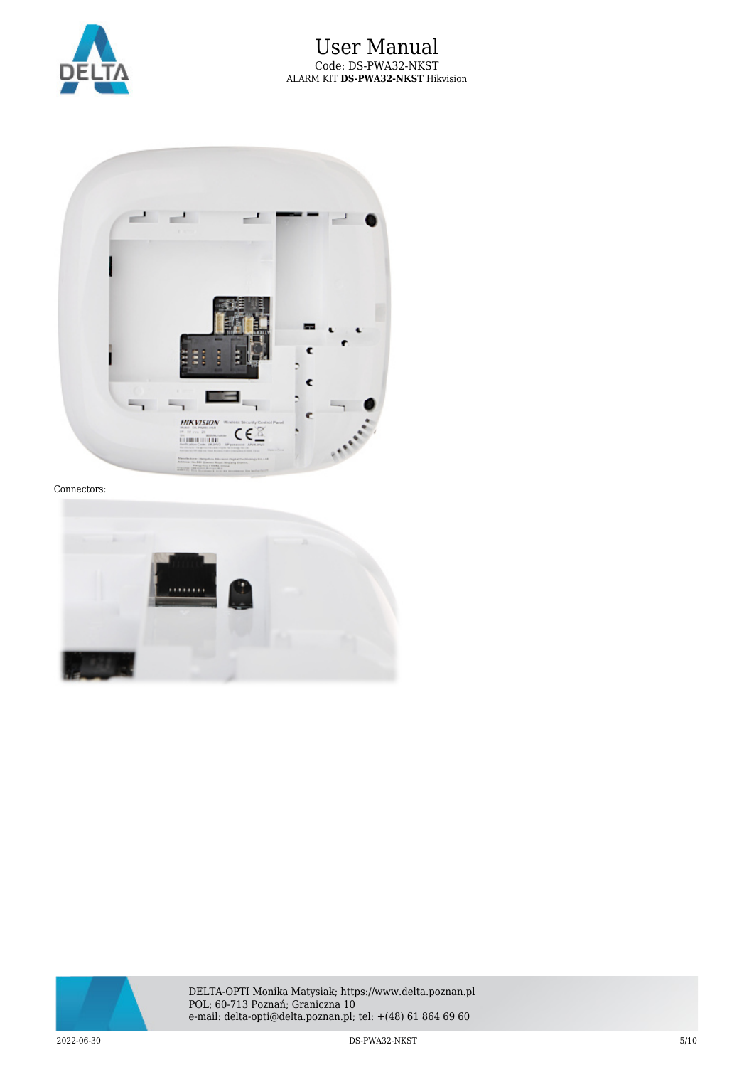Connectors: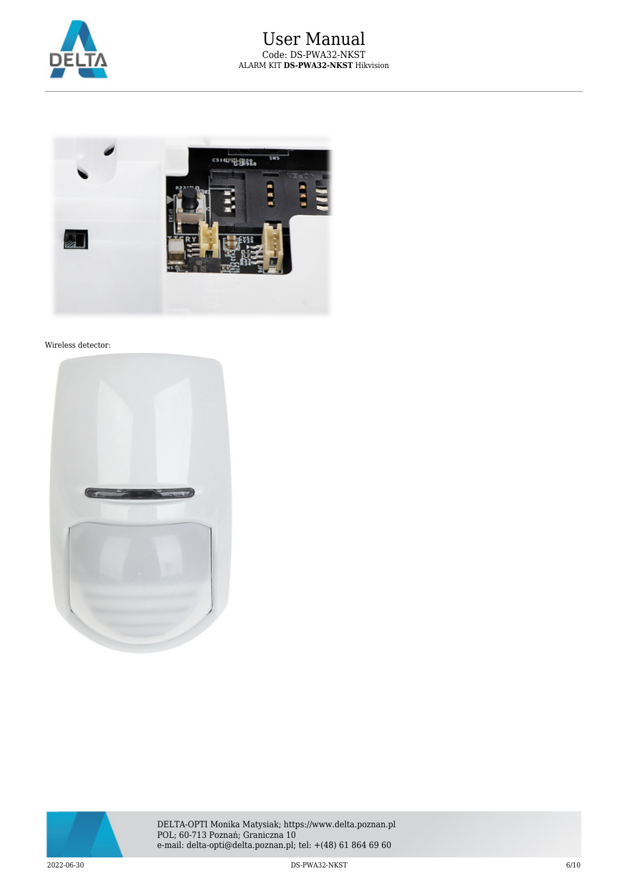Wireless detector: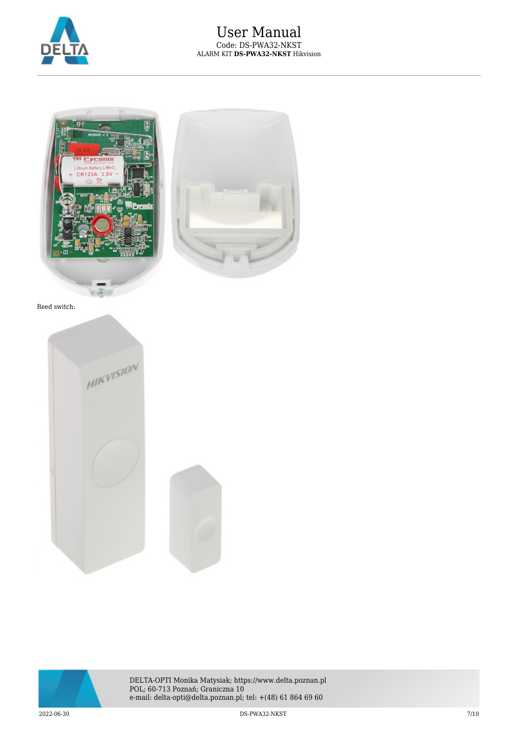Reed switch: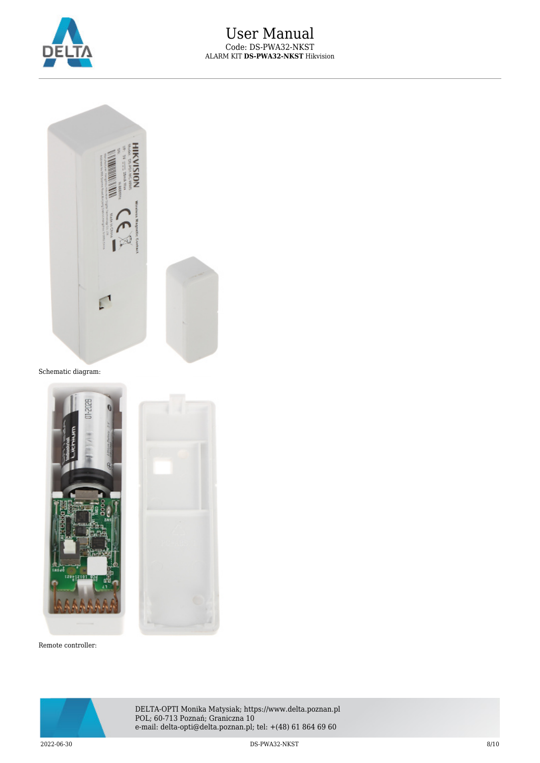Schematic diagram:

Remote controller: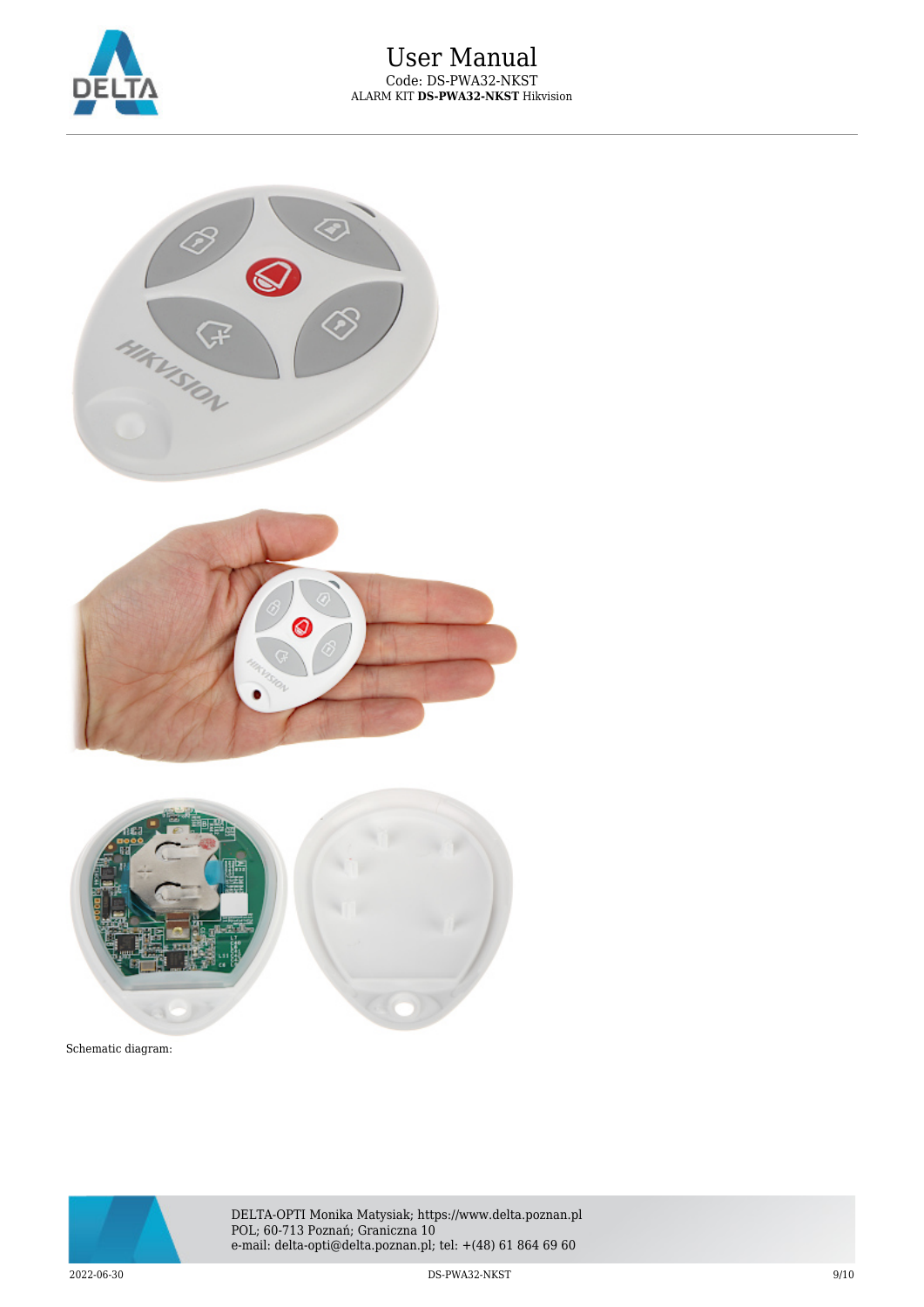Schematic diagram: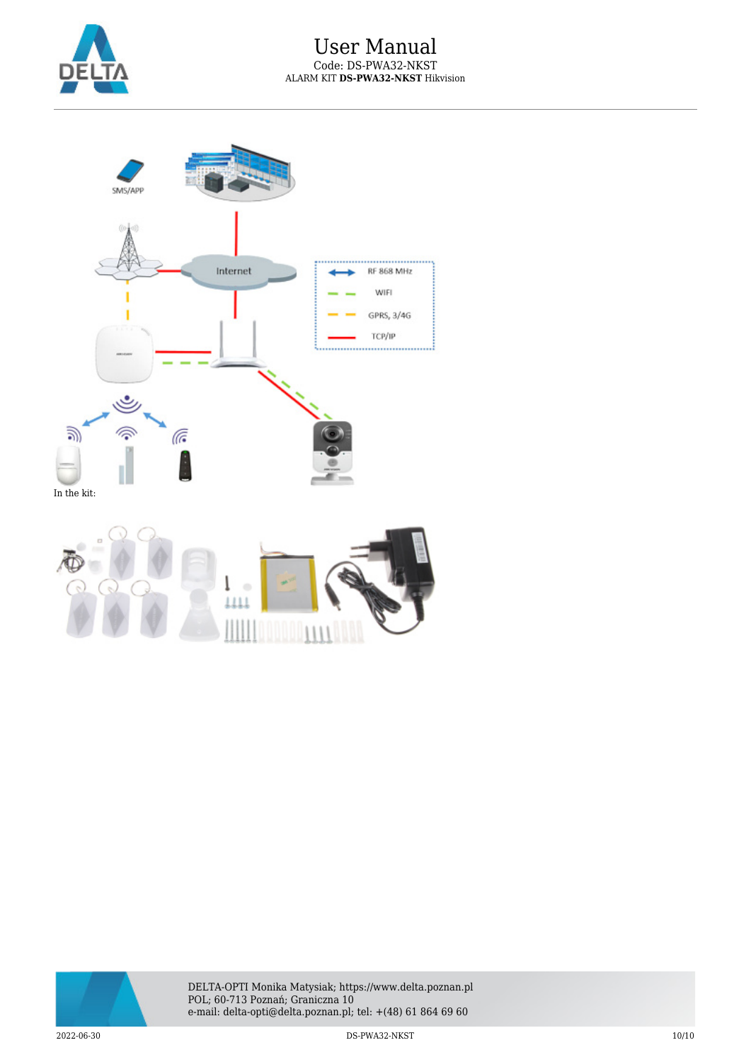SMS/APP

Internet

RF 868 MHz

WIFI

GPRS, 3/4G

TCP/IP

In the kit: